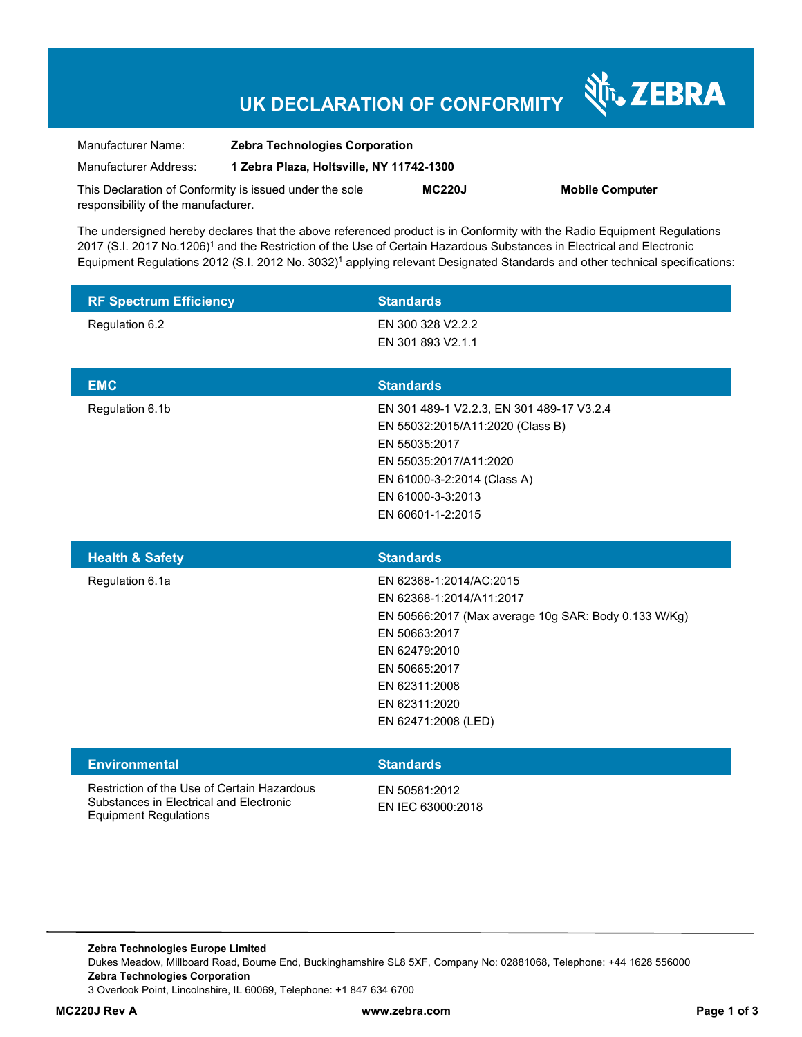# UK DECLARATION OF CONFORMITY

ZEBRA

| | |
|---|---|
| Manufacturer Name: | **Zebra Technologies Corporation** |
| Manufacturer Address: | **1 Zebra Plaza, Holtsville, NY 11742-1300** |

This Declaration of Conformity is issued under the sole responsibility of the manufacturer. **MC220J** **Mobile Computer**

The undersigned hereby declares that the above referenced product is in Conformity with the Radio Equipment Regulations 2017 (S.I. 2017 No.1206)[1] and the Restriction of the Use of Certain Hazardous Substances in Electrical and Electronic Equipment Regulations 2012 (S.I. 2012 No. 3032)[1] applying relevant Designated Standards and other technical specifications:

| RF Spectrum Efficiency | Standards |
|---|---|
| Regulation 6.2 | EN 300 328 V2.2.2<br>EN 301 893 V2.1.1 |

| EMC | Standards |
|---|---|
| Regulation 6.1b | EN 301 489-1 V2.2.3, EN 301 489-17 V3.2.4<br>EN 55032:2015/A11:2020 (Class B)<br>EN 55035:2017<br>EN 55035:2017/A11:2020<br>EN 61000-3-2:2014 (Class A)<br>EN 61000-3-3:2013<br>EN 60601-1-2:2015 |

| Health & Safety | Standards |
|---|---|
| Regulation 6.1a | EN 62368-1:2014/AC:2015<br>EN 62368-1:2014/A11:2017<br>EN 50566:2017 (Max average 10g SAR: Body 0.133 W/Kg)<br>EN 50663:2017<br>EN 62479:2010<br>EN 50665:2017<br>EN 62311:2008<br>EN 62311:2020<br>EN 62471:2008 (LED) |

| Environmental | Standards |
|---|---|
| Restriction of the Use of Certain Hazardous Substances in Electrical and Electronic Equipment Regulations | EN 50581:2012<br>EN IEC 63000:2018 |

**Zebra Technologies Europe Limited**
Dukes Meadow, Millboard Road, Bourne End, Buckinghamshire SL8 5XF, Company No: 02881068, Telephone: +44 1628 556000
**Zebra Technologies Corporation**
3 Overlook Point, Lincolnshire, IL 60069, Telephone: +1 847 634 6700

**MC220J Rev A** **www.zebra.com**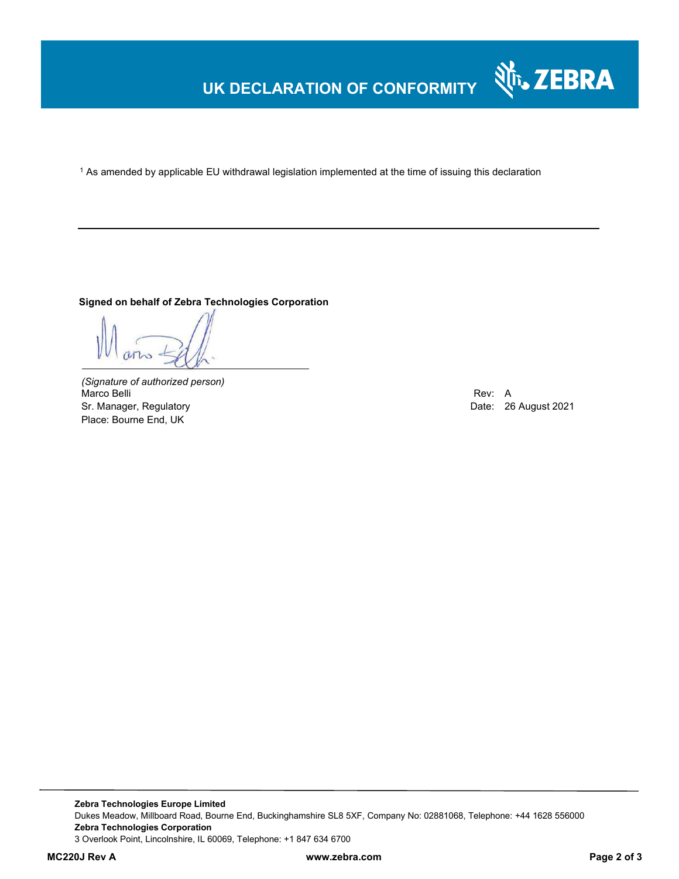# UK DECLARATION OF CONFORMITY

[1] As amended by applicable EU withdrawal legislation implemented at the time of issuing this declaration

---

**Signed on behalf of Zebra Technologies Corporation**

*(Signature of authorized person)*
Marco Belli
Sr. Manager, Regulatory
Place: Bourne End, UK

Rev: A
Date: 26 August 2021

**Zebra Technologies Europe Limited**
Dukes Meadow, Millboard Road, Bourne End, Buckinghamshire SL8 5XF, Company No: 02881068, Telephone: +44 1628 556000
**Zebra Technologies Corporation**
3 Overlook Point, Lincolnshire, IL 60069, Telephone: +1 847 634 6700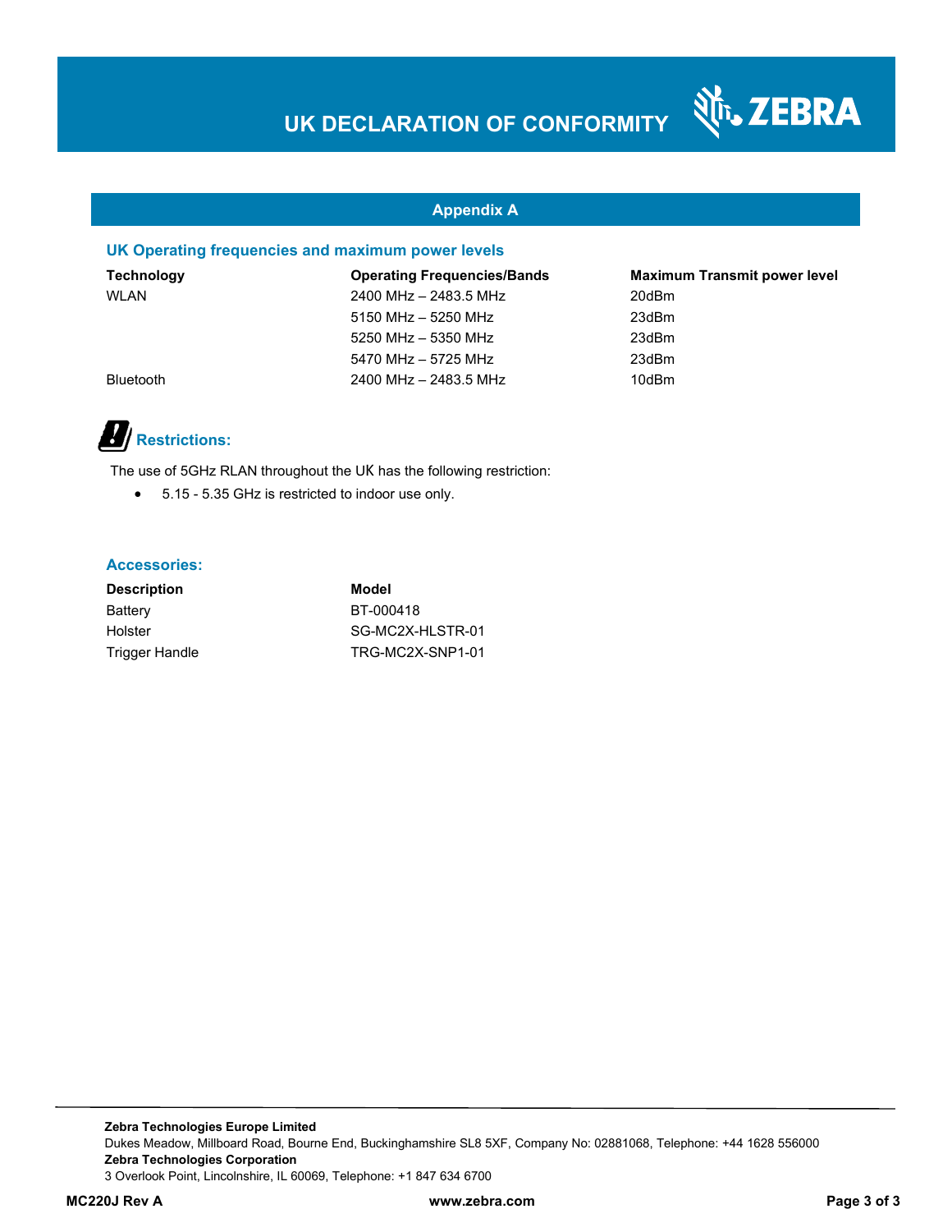# UK DECLARATION OF CONFORMITY

## Appendix A

### UK Operating frequencies and maximum power levels

| Technology | Operating Frequencies/Bands | Maximum Transmit power level |
|---|---|---|
| WLAN | 2400 MHz – 2483.5 MHz | 20dBm |
| | 5150 MHz – 5250 MHz | 23dBm |
| | 5250 MHz – 5350 MHz | 23dBm |
| | 5470 MHz – 5725 MHz | 23dBm |
| Bluetooth | 2400 MHz – 2483.5 MHz | 10dBm |

### Restrictions:

The use of 5GHz RLAN throughout the UK has the following restriction:

- 5.15 - 5.35 GHz is restricted to indoor use only.

### Accessories:

| Description | Model |
|---|---|
| Battery | BT-000418 |
| Holster | SG-MC2X-HLSTR-01 |
| Trigger Handle | TRG-MC2X-SNP1-01 |

**Zebra Technologies Europe Limited**
Dukes Meadow, Millboard Road, Bourne End, Buckinghamshire SL8 5XF, Company No: 02881068, Telephone: +44 1628 556000
**Zebra Technologies Corporation**
3 Overlook Point, Lincolnshire, IL 60069, Telephone: +1 847 634 6700

**MC220J Rev A** **www.zebra.com**